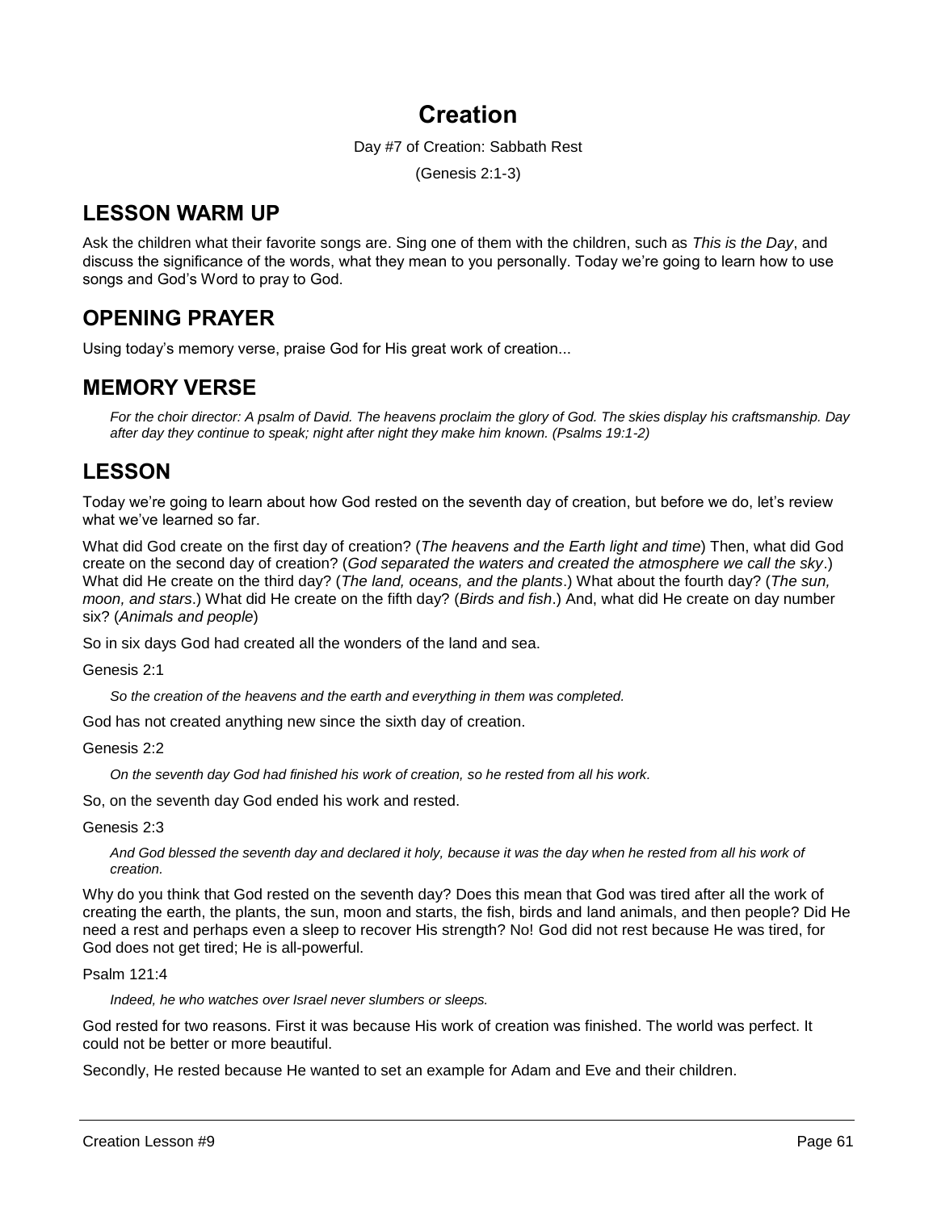# Creation

Day #7 of Creation: Sabbath Rest

(Genesis 2:1-3)

## LESSON WARM UP

Ask the children what their favorite songs are. Sing one of them with the children, such as *This is the Day*, and discuss the significance of the words, what they mean to you personally. Today we're going to learn how to use songs and God's Word to pray to God.

## OPENING PRAYER

Using today's memory verse, praise God for His great work of creation...

## MEMORY VERSE

> *For the choir director: A psalm of David. The heavens proclaim the glory of God. The skies display his craftsmanship. Day after day they continue to speak; night after night they make him known. (Psalms 19:1-2)*

## LESSON

Today we're going to learn about how God rested on the seventh day of creation, but before we do, let's review what we've learned so far.

What did God create on the first day of creation? (*The heavens and the Earth light and time*) Then, what did God create on the second day of creation? (*God separated the waters and created the atmosphere we call the sky*.) What did He create on the third day? (*The land, oceans, and the plants*.) What about the fourth day? (*The sun, moon, and stars*.) What did He create on the fifth day? (*Birds and fish*.) And, what did He create on day number six? (*Animals and people*)

So in six days God had created all the wonders of the land and sea.

Genesis 2:1

> *So the creation of the heavens and the earth and everything in them was completed.*

God has not created anything new since the sixth day of creation.

Genesis 2:2

> *On the seventh day God had finished his work of creation, so he rested from all his work.*

So, on the seventh day God ended his work and rested.

Genesis 2:3

> *And God blessed the seventh day and declared it holy, because it was the day when he rested from all his work of creation.*

Why do you think that God rested on the seventh day? Does this mean that God was tired after all the work of creating the earth, the plants, the sun, moon and starts, the fish, birds and land animals, and then people? Did He need a rest and perhaps even a sleep to recover His strength? No! God did not rest because He was tired, for God does not get tired; He is all-powerful.

Psalm 121:4

> *Indeed, he who watches over Israel never slumbers or sleeps.*

God rested for two reasons. First it was because His work of creation was finished. The world was perfect. It could not be better or more beautiful.

Secondly, He rested because He wanted to set an example for Adam and Eve and their children.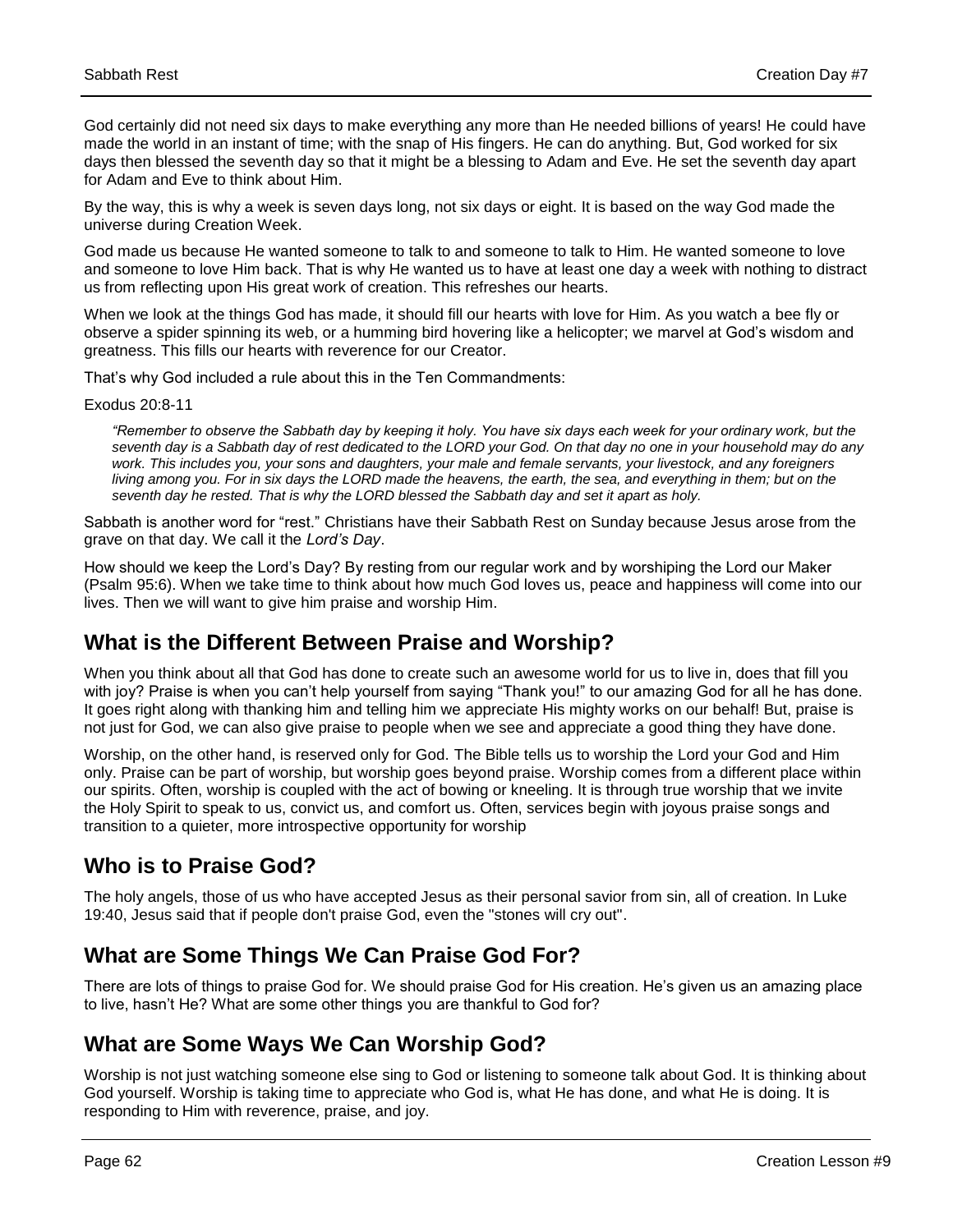God certainly did not need six days to make everything any more than He needed billions of years! He could have made the world in an instant of time; with the snap of His fingers. He can do anything. But, God worked for six days then blessed the seventh day so that it might be a blessing to Adam and Eve. He set the seventh day apart for Adam and Eve to think about Him.

By the way, this is why a week is seven days long, not six days or eight. It is based on the way God made the universe during Creation Week.

God made us because He wanted someone to talk to and someone to talk to Him. He wanted someone to love and someone to love Him back. That is why He wanted us to have at least one day a week with nothing to distract us from reflecting upon His great work of creation. This refreshes our hearts.

When we look at the things God has made, it should fill our hearts with love for Him. As you watch a bee fly or observe a spider spinning its web, or a humming bird hovering like a helicopter; we marvel at God's wisdom and greatness. This fills our hearts with reverence for our Creator.

That's why God included a rule about this in the Ten Commandments:

Exodus 20:8-11

> *"Remember to observe the Sabbath day by keeping it holy. You have six days each week for your ordinary work, but the seventh day is a Sabbath day of rest dedicated to the LORD your God. On that day no one in your household may do any work. This includes you, your sons and daughters, your male and female servants, your livestock, and any foreigners living among you. For in six days the LORD made the heavens, the earth, the sea, and everything in them; but on the seventh day he rested. That is why the LORD blessed the Sabbath day and set it apart as holy.*

Sabbath is another word for "rest." Christians have their Sabbath Rest on Sunday because Jesus arose from the grave on that day. We call it the *Lord's Day*.

How should we keep the Lord's Day? By resting from our regular work and by worshiping the Lord our Maker (Psalm 95:6). When we take time to think about how much God loves us, peace and happiness will come into our lives. Then we will want to give him praise and worship Him.

## What is the Different Between Praise and Worship?

When you think about all that God has done to create such an awesome world for us to live in, does that fill you with joy? Praise is when you can't help yourself from saying "Thank you!" to our amazing God for all he has done. It goes right along with thanking him and telling him we appreciate His mighty works on our behalf! But, praise is not just for God, we can also give praise to people when we see and appreciate a good thing they have done.

Worship, on the other hand, is reserved only for God. The Bible tells us to worship the Lord your God and Him only. Praise can be part of worship, but worship goes beyond praise. Worship comes from a different place within our spirits. Often, worship is coupled with the act of bowing or kneeling. It is through true worship that we invite the Holy Spirit to speak to us, convict us, and comfort us. Often, services begin with joyous praise songs and transition to a quieter, more introspective opportunity for worship

## Who is to Praise God?

The holy angels, those of us who have accepted Jesus as their personal savior from sin, all of creation. In Luke 19:40, Jesus said that if people don't praise God, even the "stones will cry out".

## What are Some Things We Can Praise God For?

There are lots of things to praise God for. We should praise God for His creation. He's given us an amazing place to live, hasn't He? What are some other things you are thankful to God for?

## What are Some Ways We Can Worship God?

Worship is not just watching someone else sing to God or listening to someone talk about God. It is thinking about God yourself. Worship is taking time to appreciate who God is, what He has done, and what He is doing. It is responding to Him with reverence, praise, and joy.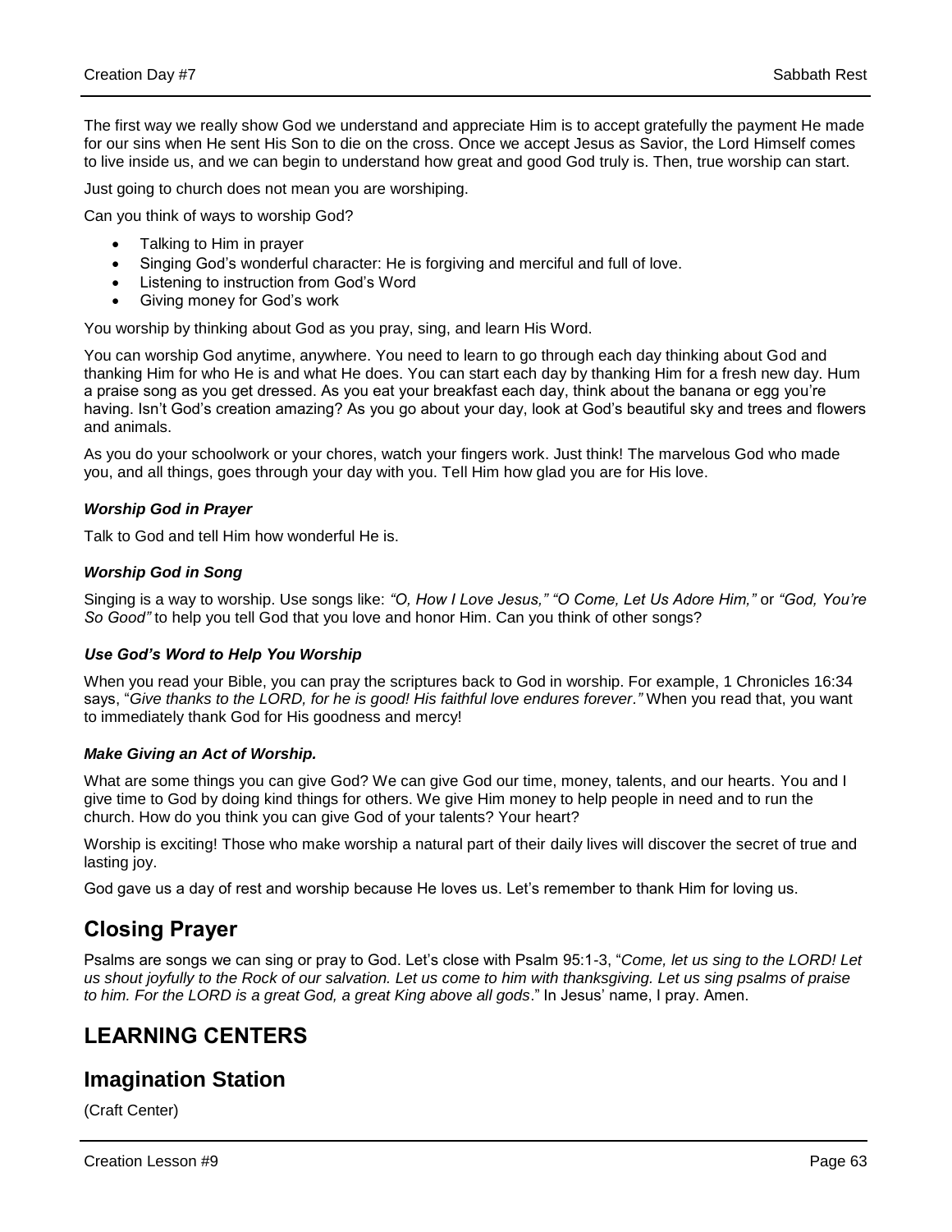The first way we really show God we understand and appreciate Him is to accept gratefully the payment He made for our sins when He sent His Son to die on the cross. Once we accept Jesus as Savior, the Lord Himself comes to live inside us, and we can begin to understand how great and good God truly is. Then, true worship can start.

Just going to church does not mean you are worshiping.

Can you think of ways to worship God?

- Talking to Him in prayer
- Singing God's wonderful character: He is forgiving and merciful and full of love.
- Listening to instruction from God's Word
- Giving money for God's work

You worship by thinking about God as you pray, sing, and learn His Word.

You can worship God anytime, anywhere. You need to learn to go through each day thinking about God and thanking Him for who He is and what He does. You can start each day by thanking Him for a fresh new day. Hum a praise song as you get dressed. As you eat your breakfast each day, think about the banana or egg you're having. Isn't God's creation amazing? As you go about your day, look at God's beautiful sky and trees and flowers and animals.

As you do your schoolwork or your chores, watch your fingers work. Just think! The marvelous God who made you, and all things, goes through your day with you. Tell Him how glad you are for His love.

***Worship God in Prayer***

Talk to God and tell Him how wonderful He is.

***Worship God in Song***

Singing is a way to worship. Use songs like: *"O, How I Love Jesus," "O Come, Let Us Adore Him,"* or *"God, You're So Good"* to help you tell God that you love and honor Him. Can you think of other songs?

***Use God's Word to Help You Worship***

When you read your Bible, you can pray the scriptures back to God in worship. For example, 1 Chronicles 16:34 says, "*Give thanks to the LORD, for he is good! His faithful love endures forever."* When you read that, you want to immediately thank God for His goodness and mercy!

***Make Giving an Act of Worship.***

What are some things you can give God? We can give God our time, money, talents, and our hearts. You and I give time to God by doing kind things for others. We give Him money to help people in need and to run the church. How do you think you can give God of your talents? Your heart?

Worship is exciting! Those who make worship a natural part of their daily lives will discover the secret of true and lasting joy.

God gave us a day of rest and worship because He loves us. Let's remember to thank Him for loving us.

## Closing Prayer

Psalms are songs we can sing or pray to God. Let's close with Psalm 95:1-3, "*Come, let us sing to the LORD! Let us shout joyfully to the Rock of our salvation. Let us come to him with thanksgiving. Let us sing psalms of praise to him. For the LORD is a great God, a great King above all gods*." In Jesus' name, I pray. Amen.

## LEARNING CENTERS

## Imagination Station

(Craft Center)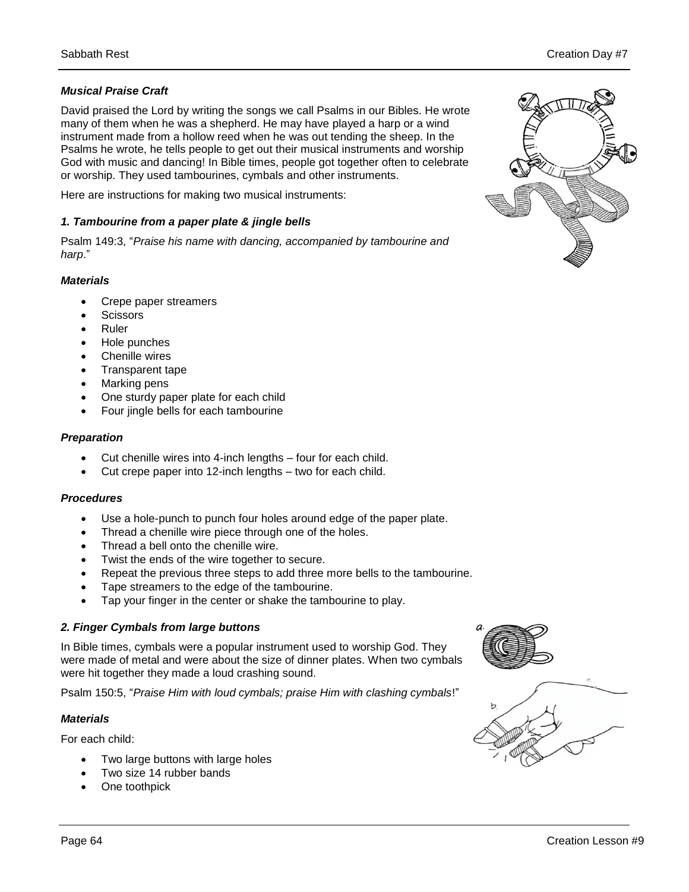### *Musical Praise Craft*

David praised the Lord by writing the songs we call Psalms in our Bibles. He wrote many of them when he was a shepherd. He may have played a harp or a wind instrument made from a hollow reed when he was out tending the sheep. In the Psalms he wrote, he tells people to get out their musical instruments and worship God with music and dancing! In Bible times, people got together often to celebrate or worship. They used tambourines, cymbals and other instruments.

Here are instructions for making two musical instruments:

#### *1. Tambourine from a paper plate & jingle bells*

Psalm 149:3, "*Praise his name with dancing, accompanied by tambourine and harp*."

#### *Materials*

- Crepe paper streamers
- Scissors
- Ruler
- Hole punches
- Chenille wires
- Transparent tape
- Marking pens
- One sturdy paper plate for each child
- Four jingle bells for each tambourine

#### *Preparation*

- Cut chenille wires into 4-inch lengths – four for each child.
- Cut crepe paper into 12-inch lengths – two for each child.

#### *Procedures*

- Use a hole-punch to punch four holes around edge of the paper plate.
- Thread a chenille wire piece through one of the holes.
- Thread a bell onto the chenille wire.
- Twist the ends of the wire together to secure.
- Repeat the previous three steps to add three more bells to the tambourine.
- Tape streamers to the edge of the tambourine.
- Tap your finger in the center or shake the tambourine to play.

#### *2. Finger Cymbals from large buttons*

In Bible times, cymbals were a popular instrument used to worship God. They were made of metal and were about the size of dinner plates. When two cymbals were hit together they made a loud crashing sound.

Psalm 150:5, "*Praise Him with loud cymbals; praise Him with clashing cymbals*!"

#### *Materials*

For each child:

- Two large buttons with large holes
- Two size 14 rubber bands
- One toothpick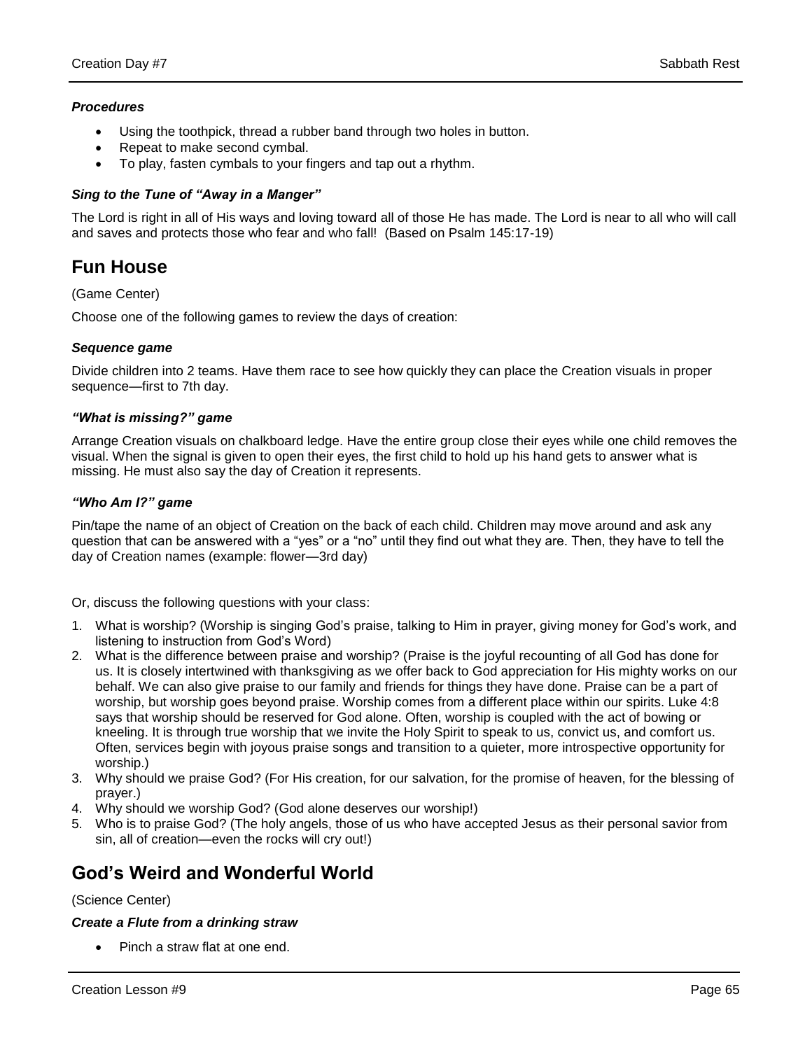### *Procedures*

- Using the toothpick, thread a rubber band through two holes in button.
- Repeat to make second cymbal.
- To play, fasten cymbals to your fingers and tap out a rhythm.

### *Sing to the Tune of "Away in a Manger"*

The Lord is right in all of His ways and loving toward all of those He has made. The Lord is near to all who will call and saves and protects those who fear and who fall! (Based on Psalm 145:17-19)

## Fun House

(Game Center)

Choose one of the following games to review the days of creation:

### *Sequence game*

Divide children into 2 teams. Have them race to see how quickly they can place the Creation visuals in proper sequence—first to 7th day.

### *"What is missing?" game*

Arrange Creation visuals on chalkboard ledge. Have the entire group close their eyes while one child removes the visual. When the signal is given to open their eyes, the first child to hold up his hand gets to answer what is missing. He must also say the day of Creation it represents.

### *"Who Am I?" game*

Pin/tape the name of an object of Creation on the back of each child. Children may move around and ask any question that can be answered with a "yes" or a "no" until they find out what they are. Then, they have to tell the day of Creation names (example: flower—3rd day)

Or, discuss the following questions with your class:

1. What is worship? (Worship is singing God's praise, talking to Him in prayer, giving money for God's work, and listening to instruction from God's Word)
2. What is the difference between praise and worship? (Praise is the joyful recounting of all God has done for us. It is closely intertwined with thanksgiving as we offer back to God appreciation for His mighty works on our behalf. We can also give praise to our family and friends for things they have done. Praise can be a part of worship, but worship goes beyond praise. Worship comes from a different place within our spirits. Luke 4:8 says that worship should be reserved for God alone. Often, worship is coupled with the act of bowing or kneeling. It is through true worship that we invite the Holy Spirit to speak to us, convict us, and comfort us. Often, services begin with joyous praise songs and transition to a quieter, more introspective opportunity for worship.)
3. Why should we praise God? (For His creation, for our salvation, for the promise of heaven, for the blessing of prayer.)
4. Why should we worship God? (God alone deserves our worship!)
5. Who is to praise God? (The holy angels, those of us who have accepted Jesus as their personal savior from sin, all of creation—even the rocks will cry out!)

## God's Weird and Wonderful World

(Science Center)

### *Create a Flute from a drinking straw*

- Pinch a straw flat at one end.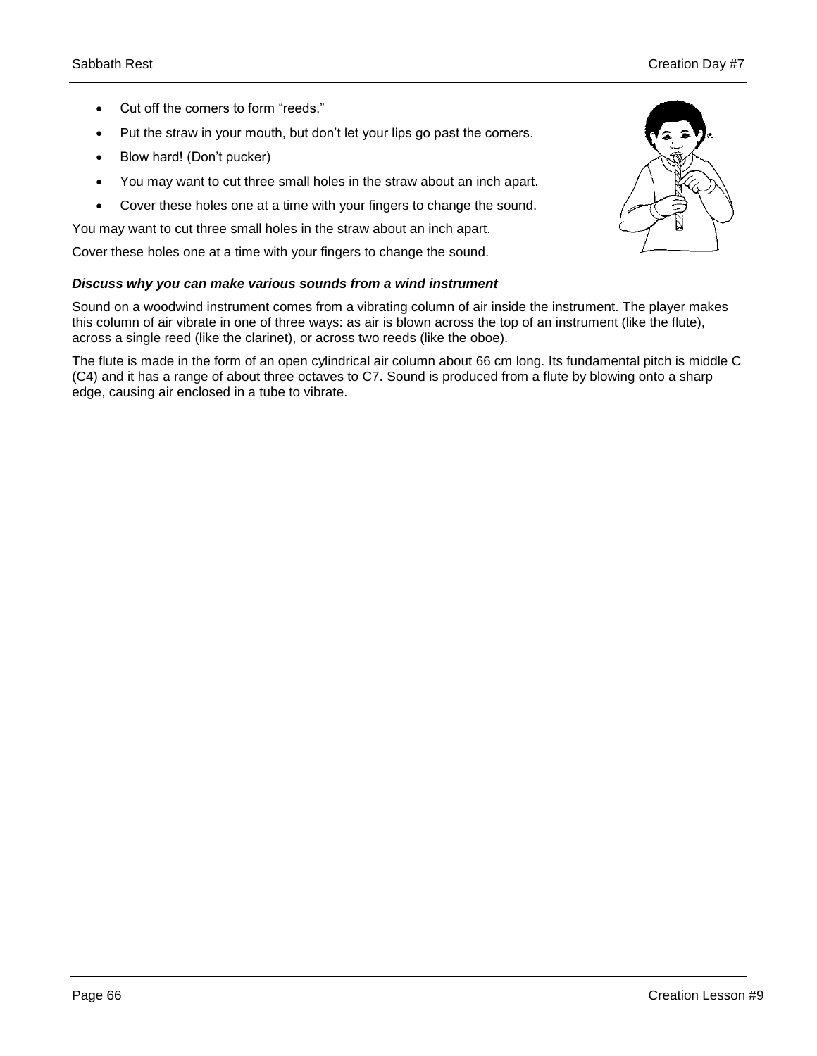- Cut off the corners to form "reeds."
- Put the straw in your mouth, but don't let your lips go past the corners.
- Blow hard! (Don't pucker)
- You may want to cut three small holes in the straw about an inch apart.
- Cover these holes one at a time with your fingers to change the sound.

You may want to cut three small holes in the straw about an inch apart.

Cover these holes one at a time with your fingers to change the sound.

***Discuss why you can make various sounds from a wind instrument***

Sound on a woodwind instrument comes from a vibrating column of air inside the instrument. The player makes this column of air vibrate in one of three ways: as air is blown across the top of an instrument (like the flute), across a single reed (like the clarinet), or across two reeds (like the oboe).

The flute is made in the form of an open cylindrical air column about 66 cm long. Its fundamental pitch is middle C (C4) and it has a range of about three octaves to C7. Sound is produced from a flute by blowing onto a sharp edge, causing air enclosed in a tube to vibrate.